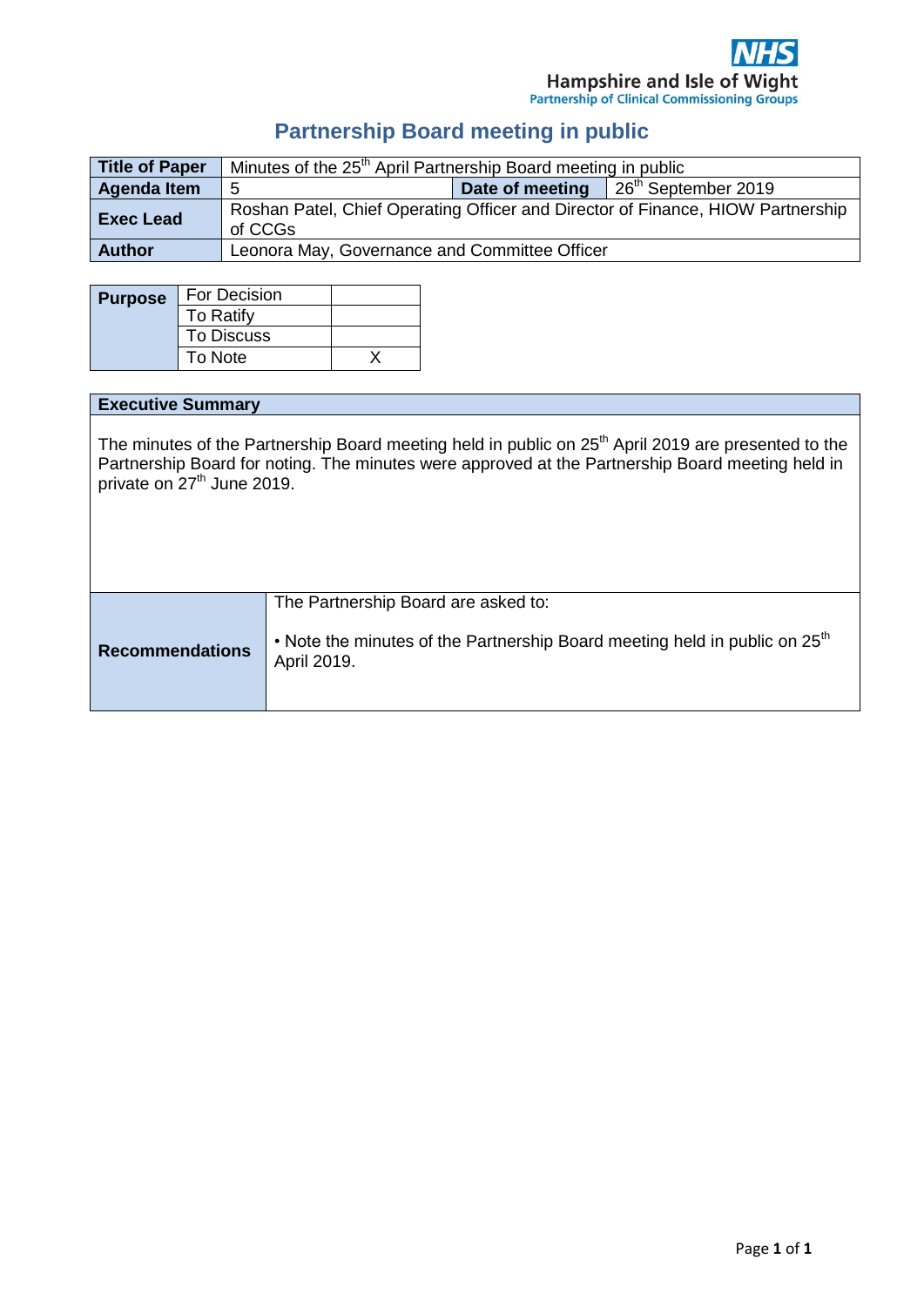NHS
Hampshire and Isle of Wight
Partnership of Clinical Commissioning Groups

# Partnership Board meeting in public

| **Title of Paper** | Minutes of the 25th April Partnership Board meeting in public | | |
|---|---|---|---|
| **Agenda Item** | 5 | **Date of meeting** | 26th September 2019 |
| **Exec Lead** | Roshan Patel, Chief Operating Officer and Director of Finance, HIOW Partnership of CCGs | | |
| **Author** | Leonora May, Governance and Committee Officer | | |

| **Purpose** | | |
|---|---|---|
| | For Decision | |
| | To Ratify | |
| | To Discuss | |
| | To Note | X |

| **Executive Summary** | |
|---|---|
| The minutes of the Partnership Board meeting held in public on 25th April 2019 are presented to the Partnership Board for noting. The minutes were approved at the Partnership Board meeting held in private on 27th June 2019. | |
| **Recommendations** | The Partnership Board are asked to:<br><br>• Note the minutes of the Partnership Board meeting held in public on 25th April 2019. |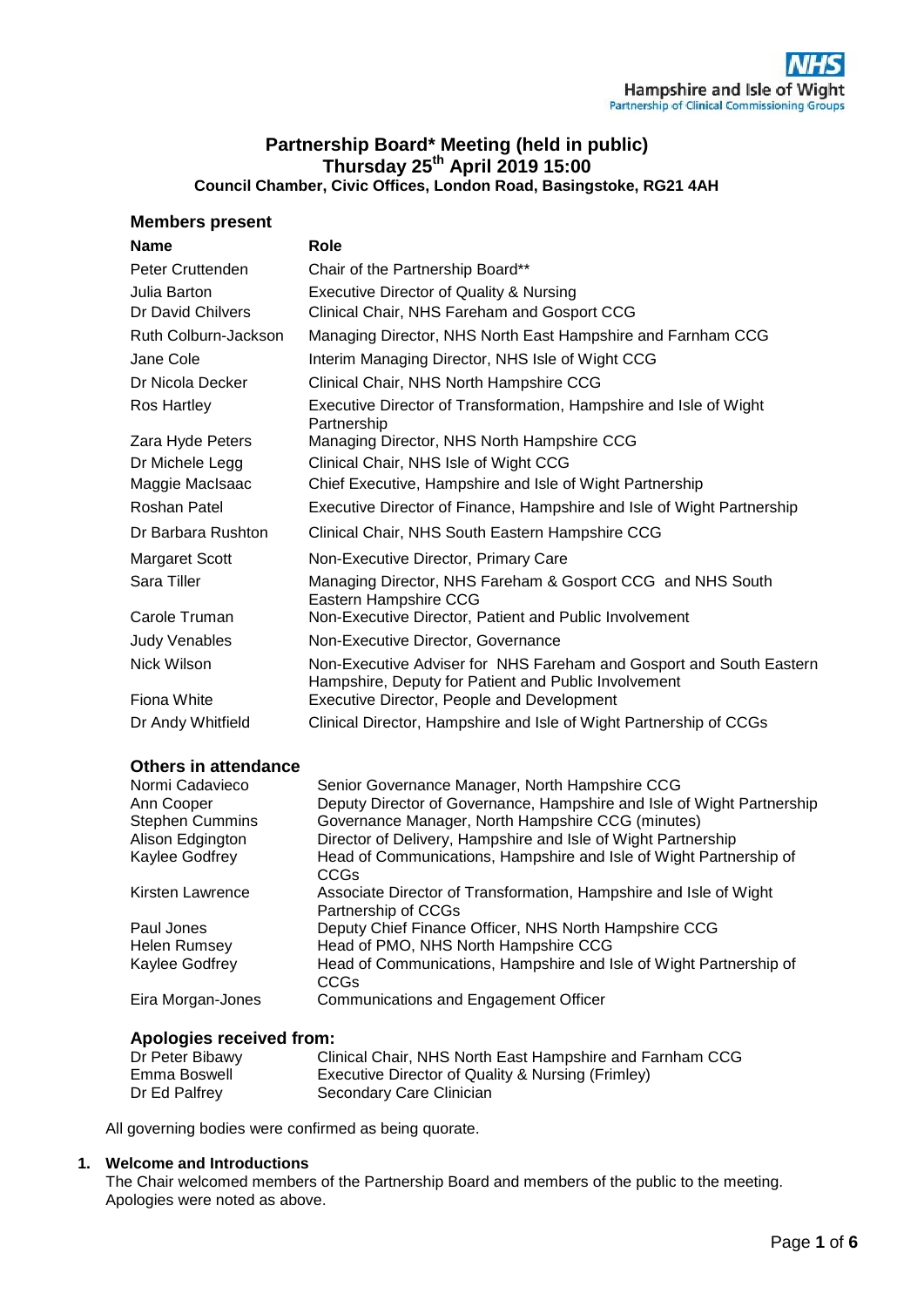# Partnership Board* Meeting (held in public)
## Thursday 25th April 2019 15:00
### Council Chamber, Civic Offices, London Road, Basingstoke, RG21 4AH

## Members present

| Name | Role |
|---|---|
| Peter Cruttenden | Chair of the Partnership Board** |
| Julia Barton | Executive Director of Quality & Nursing |
| Dr David Chilvers | Clinical Chair, NHS Fareham and Gosport CCG |
| Ruth Colburn-Jackson | Managing Director, NHS North East Hampshire and Farnham CCG |
| Jane Cole | Interim Managing Director, NHS Isle of Wight CCG |
| Dr Nicola Decker | Clinical Chair, NHS North Hampshire CCG |
| Ros Hartley | Executive Director of Transformation, Hampshire and Isle of Wight Partnership |
| Zara Hyde Peters | Managing Director, NHS North Hampshire CCG |
| Dr Michele Legg | Clinical Chair, NHS Isle of Wight CCG |
| Maggie MacIsaac | Chief Executive, Hampshire and Isle of Wight Partnership |
| Roshan Patel | Executive Director of Finance, Hampshire and Isle of Wight Partnership |
| Dr Barbara Rushton | Clinical Chair, NHS South Eastern Hampshire CCG |
| Margaret Scott | Non-Executive Director, Primary Care |
| Sara Tiller | Managing Director, NHS Fareham & Gosport CCG and NHS South Eastern Hampshire CCG |
| Carole Truman | Non-Executive Director, Patient and Public Involvement |
| Judy Venables | Non-Executive Director, Governance |
| Nick Wilson | Non-Executive Adviser for NHS Fareham and Gosport and South Eastern Hampshire, Deputy for Patient and Public Involvement |
| Fiona White | Executive Director, People and Development |
| Dr Andy Whitfield | Clinical Director, Hampshire and Isle of Wight Partnership of CCGs |

## Others in attendance

| | |
|---|---|
| Normi Cadavieco | Senior Governance Manager, North Hampshire CCG |
| Ann Cooper | Deputy Director of Governance, Hampshire and Isle of Wight Partnership |
| Stephen Cummins | Governance Manager, North Hampshire CCG (minutes) |
| Alison Edgington | Director of Delivery, Hampshire and Isle of Wight Partnership |
| Kaylee Godfrey | Head of Communications, Hampshire and Isle of Wight Partnership of CCGs |
| Kirsten Lawrence | Associate Director of Transformation, Hampshire and Isle of Wight Partnership of CCGs |
| Paul Jones | Deputy Chief Finance Officer, NHS North Hampshire CCG |
| Helen Rumsey | Head of PMO, NHS North Hampshire CCG |
| Kaylee Godfrey | Head of Communications, Hampshire and Isle of Wight Partnership of CCGs |
| Eira Morgan-Jones | Communications and Engagement Officer |

## Apologies received from:

| | |
|---|---|
| Dr Peter Bibawy | Clinical Chair, NHS North East Hampshire and Farnham CCG |
| Emma Boswell | Executive Director of Quality & Nursing (Frimley) |
| Dr Ed Palfrey | Secondary Care Clinician |

All governing bodies were confirmed as being quorate.

**1. Welcome and Introductions**

The Chair welcomed members of the Partnership Board and members of the public to the meeting. Apologies were noted as above.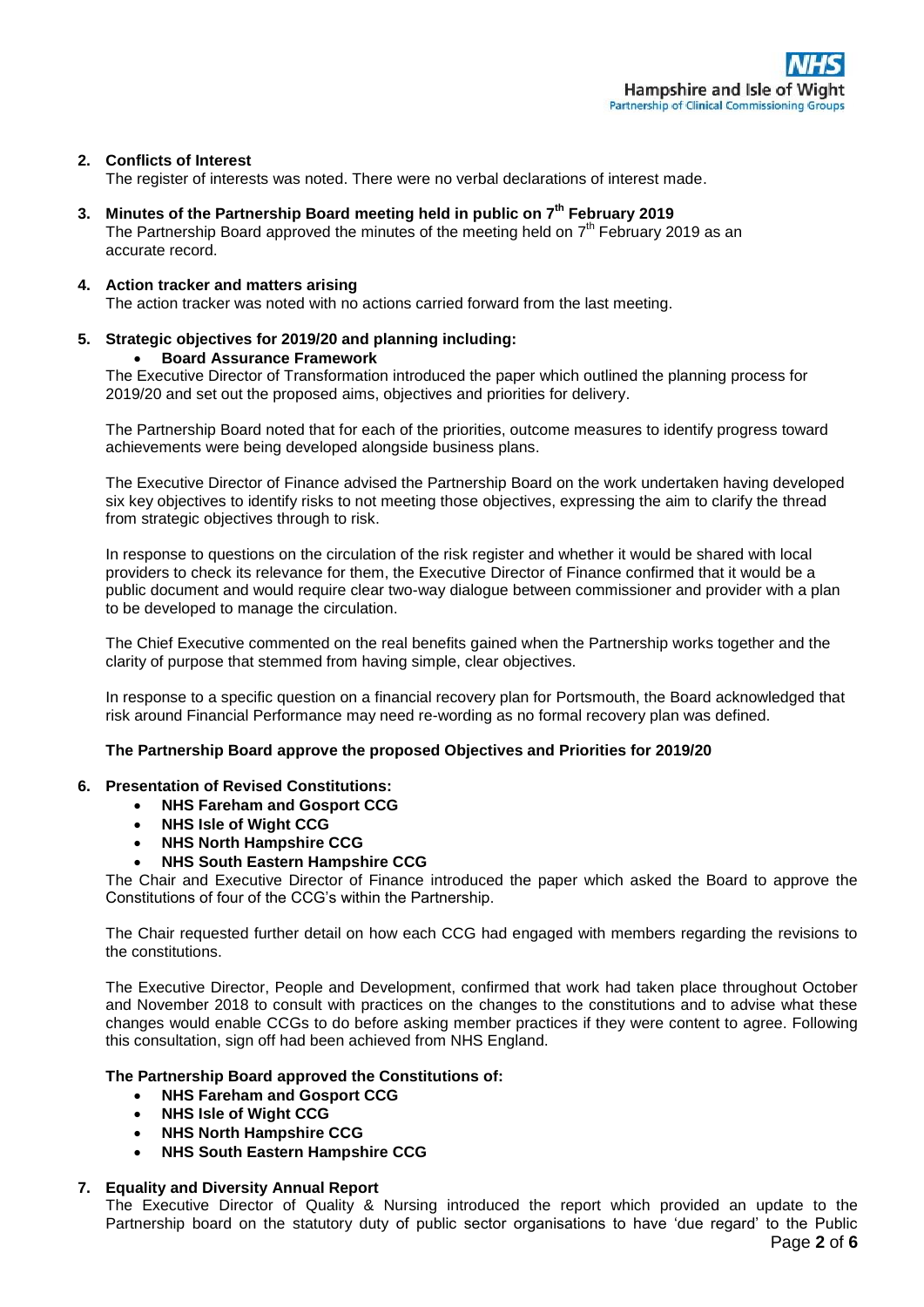**2. Conflicts of Interest**

The register of interests was noted. There were no verbal declarations of interest made.

**3. Minutes of the Partnership Board meeting held in public on 7th February 2019**

The Partnership Board approved the minutes of the meeting held on 7th February 2019 as an accurate record.

**4. Action tracker and matters arising**

The action tracker was noted with no actions carried forward from the last meeting.

**5. Strategic objectives for 2019/20 and planning including:**

- **Board Assurance Framework**

The Executive Director of Transformation introduced the paper which outlined the planning process for 2019/20 and set out the proposed aims, objectives and priorities for delivery.

The Partnership Board noted that for each of the priorities, outcome measures to identify progress toward achievements were being developed alongside business plans.

The Executive Director of Finance advised the Partnership Board on the work undertaken having developed six key objectives to identify risks to not meeting those objectives, expressing the aim to clarify the thread from strategic objectives through to risk.

In response to questions on the circulation of the risk register and whether it would be shared with local providers to check its relevance for them, the Executive Director of Finance confirmed that it would be a public document and would require clear two-way dialogue between commissioner and provider with a plan to be developed to manage the circulation.

The Chief Executive commented on the real benefits gained when the Partnership works together and the clarity of purpose that stemmed from having simple, clear objectives.

In response to a specific question on a financial recovery plan for Portsmouth, the Board acknowledged that risk around Financial Performance may need re-wording as no formal recovery plan was defined.

**The Partnership Board approve the proposed Objectives and Priorities for 2019/20**

**6. Presentation of Revised Constitutions:**

- **NHS Fareham and Gosport CCG**
- **NHS Isle of Wight CCG**
- **NHS North Hampshire CCG**
- **NHS South Eastern Hampshire CCG**

The Chair and Executive Director of Finance introduced the paper which asked the Board to approve the Constitutions of four of the CCG's within the Partnership.

The Chair requested further detail on how each CCG had engaged with members regarding the revisions to the constitutions.

The Executive Director, People and Development, confirmed that work had taken place throughout October and November 2018 to consult with practices on the changes to the constitutions and to advise what these changes would enable CCGs to do before asking member practices if they were content to agree. Following this consultation, sign off had been achieved from NHS England.

**The Partnership Board approved the Constitutions of:**

- **NHS Fareham and Gosport CCG**
- **NHS Isle of Wight CCG**
- **NHS North Hampshire CCG**
- **NHS South Eastern Hampshire CCG**

**7. Equality and Diversity Annual Report**

The Executive Director of Quality & Nursing introduced the report which provided an update to the Partnership board on the statutory duty of public sector organisations to have 'due regard' to the Public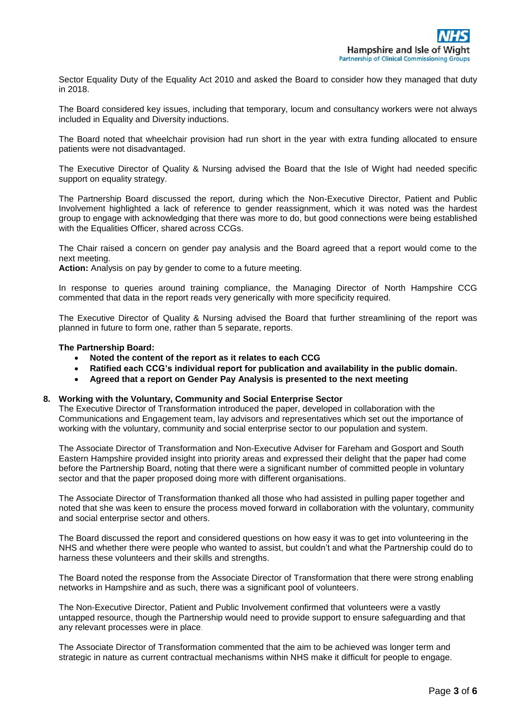Sector Equality Duty of the Equality Act 2010 and asked the Board to consider how they managed that duty in 2018.

The Board considered key issues, including that temporary, locum and consultancy workers were not always included in Equality and Diversity inductions.

The Board noted that wheelchair provision had run short in the year with extra funding allocated to ensure patients were not disadvantaged.

The Executive Director of Quality & Nursing advised the Board that the Isle of Wight had needed specific support on equality strategy.

The Partnership Board discussed the report, during which the Non-Executive Director, Patient and Public Involvement highlighted a lack of reference to gender reassignment, which it was noted was the hardest group to engage with acknowledging that there was more to do, but good connections were being established with the Equalities Officer, shared across CCGs.

The Chair raised a concern on gender pay analysis and the Board agreed that a report would come to the next meeting.
**Action:** Analysis on pay by gender to come to a future meeting.

In response to queries around training compliance, the Managing Director of North Hampshire CCG commented that data in the report reads very generically with more specificity required.

The Executive Director of Quality & Nursing advised the Board that further streamlining of the report was planned in future to form one, rather than 5 separate, reports.

**The Partnership Board:**

- **Noted the content of the report as it relates to each CCG**
- **Ratified each CCG's individual report for publication and availability in the public domain.**
- **Agreed that a report on Gender Pay Analysis is presented to the next meeting**

**8. Working with the Voluntary, Community and Social Enterprise Sector**

The Executive Director of Transformation introduced the paper, developed in collaboration with the Communications and Engagement team, lay advisors and representatives which set out the importance of working with the voluntary, community and social enterprise sector to our population and system.

The Associate Director of Transformation and Non-Executive Adviser for Fareham and Gosport and South Eastern Hampshire provided insight into priority areas and expressed their delight that the paper had come before the Partnership Board, noting that there were a significant number of committed people in voluntary sector and that the paper proposed doing more with different organisations.

The Associate Director of Transformation thanked all those who had assisted in pulling paper together and noted that she was keen to ensure the process moved forward in collaboration with the voluntary, community and social enterprise sector and others.

The Board discussed the report and considered questions on how easy it was to get into volunteering in the NHS and whether there were people who wanted to assist, but couldn't and what the Partnership could do to harness these volunteers and their skills and strengths.

The Board noted the response from the Associate Director of Transformation that there were strong enabling networks in Hampshire and as such, there was a significant pool of volunteers.

The Non-Executive Director, Patient and Public Involvement confirmed that volunteers were a vastly untapped resource, though the Partnership would need to provide support to ensure safeguarding and that any relevant processes were in place.

The Associate Director of Transformation commented that the aim to be achieved was longer term and strategic in nature as current contractual mechanisms within NHS make it difficult for people to engage.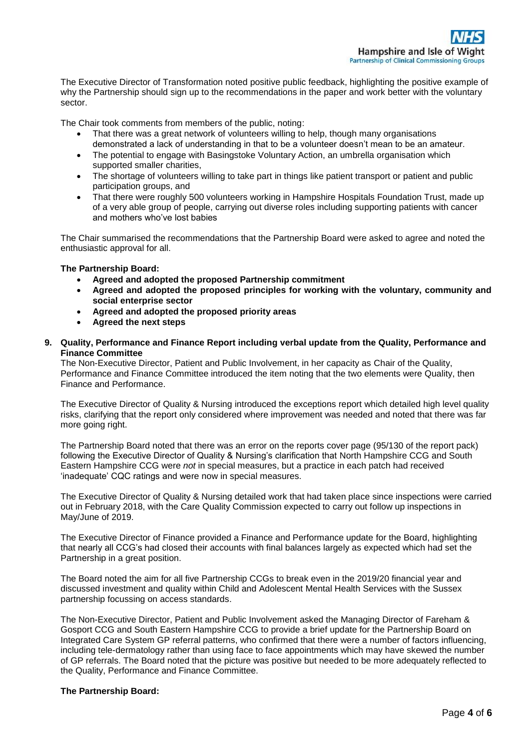The Executive Director of Transformation noted positive public feedback, highlighting the positive example of why the Partnership should sign up to the recommendations in the paper and work better with the voluntary sector.

The Chair took comments from members of the public, noting:

- That there was a great network of volunteers willing to help, though many organisations demonstrated a lack of understanding in that to be a volunteer doesn't mean to be an amateur.
- The potential to engage with Basingstoke Voluntary Action, an umbrella organisation which supported smaller charities,
- The shortage of volunteers willing to take part in things like patient transport or patient and public participation groups, and
- That there were roughly 500 volunteers working in Hampshire Hospitals Foundation Trust, made up of a very able group of people, carrying out diverse roles including supporting patients with cancer and mothers who've lost babies

The Chair summarised the recommendations that the Partnership Board were asked to agree and noted the enthusiastic approval for all.

**The Partnership Board:**

- **Agreed and adopted the proposed Partnership commitment**
- **Agreed and adopted the proposed principles for working with the voluntary, community and social enterprise sector**
- **Agreed and adopted the proposed priority areas**
- **Agreed the next steps**

**9. Quality, Performance and Finance Report including verbal update from the Quality, Performance and Finance Committee**

The Non-Executive Director, Patient and Public Involvement, in her capacity as Chair of the Quality, Performance and Finance Committee introduced the item noting that the two elements were Quality, then Finance and Performance.

The Executive Director of Quality & Nursing introduced the exceptions report which detailed high level quality risks, clarifying that the report only considered where improvement was needed and noted that there was far more going right.

The Partnership Board noted that there was an error on the reports cover page (95/130 of the report pack) following the Executive Director of Quality & Nursing's clarification that North Hampshire CCG and South Eastern Hampshire CCG were *not* in special measures, but a practice in each patch had received 'inadequate' CQC ratings and were now in special measures.

The Executive Director of Quality & Nursing detailed work that had taken place since inspections were carried out in February 2018, with the Care Quality Commission expected to carry out follow up inspections in May/June of 2019.

The Executive Director of Finance provided a Finance and Performance update for the Board, highlighting that nearly all CCG's had closed their accounts with final balances largely as expected which had set the Partnership in a great position.

The Board noted the aim for all five Partnership CCGs to break even in the 2019/20 financial year and discussed investment and quality within Child and Adolescent Mental Health Services with the Sussex partnership focussing on access standards.

The Non-Executive Director, Patient and Public Involvement asked the Managing Director of Fareham & Gosport CCG and South Eastern Hampshire CCG to provide a brief update for the Partnership Board on Integrated Care System GP referral patterns, who confirmed that there were a number of factors influencing, including tele-dermatology rather than using face to face appointments which may have skewed the number of GP referrals. The Board noted that the picture was positive but needed to be more adequately reflected to the Quality, Performance and Finance Committee.

**The Partnership Board:**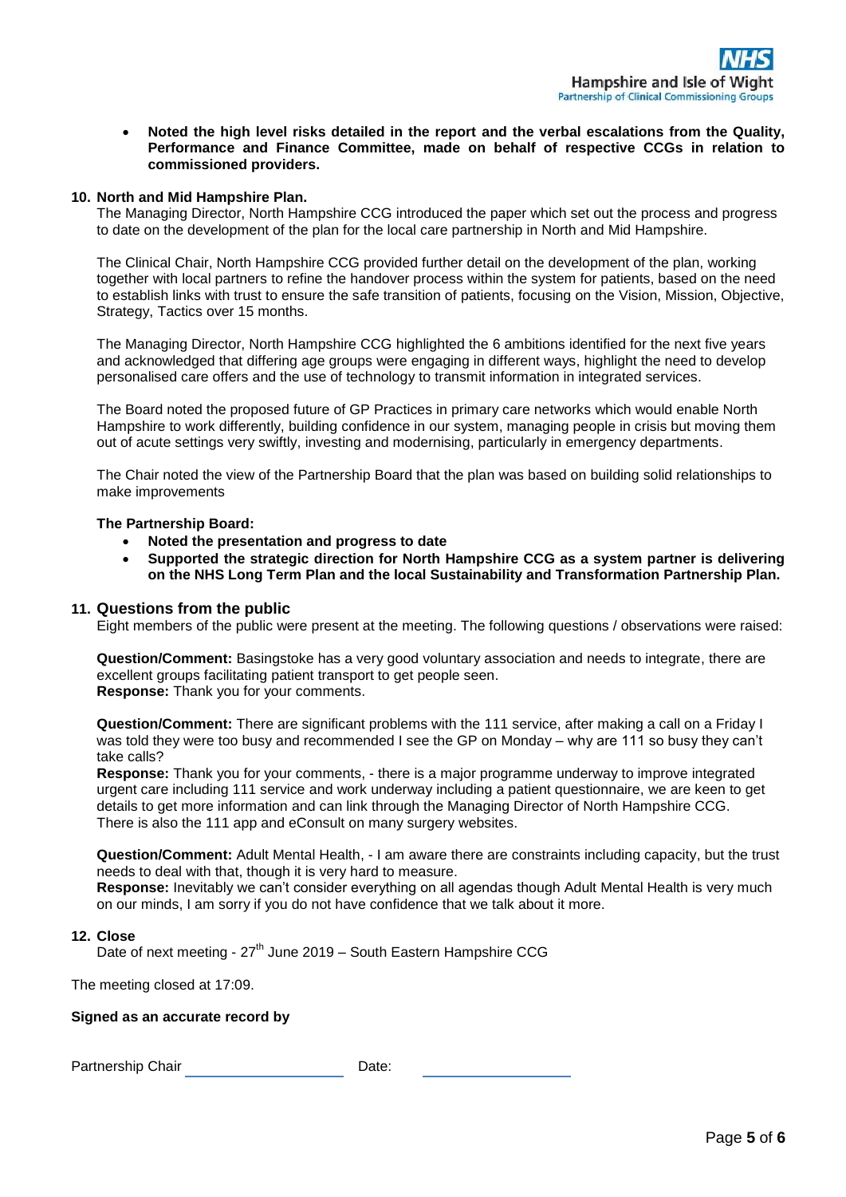- **Noted the high level risks detailed in the report and the verbal escalations from the Quality, Performance and Finance Committee, made on behalf of respective CCGs in relation to commissioned providers.**

**10. North and Mid Hampshire Plan.**

The Managing Director, North Hampshire CCG introduced the paper which set out the process and progress to date on the development of the plan for the local care partnership in North and Mid Hampshire.

The Clinical Chair, North Hampshire CCG provided further detail on the development of the plan, working together with local partners to refine the handover process within the system for patients, based on the need to establish links with trust to ensure the safe transition of patients, focusing on the Vision, Mission, Objective, Strategy, Tactics over 15 months.

The Managing Director, North Hampshire CCG highlighted the 6 ambitions identified for the next five years and acknowledged that differing age groups were engaging in different ways, highlight the need to develop personalised care offers and the use of technology to transmit information in integrated services.

The Board noted the proposed future of GP Practices in primary care networks which would enable North Hampshire to work differently, building confidence in our system, managing people in crisis but moving them out of acute settings very swiftly, investing and modernising, particularly in emergency departments.

The Chair noted the view of the Partnership Board that the plan was based on building solid relationships to make improvements

**The Partnership Board:**

- **Noted the presentation and progress to date**
- **Supported the strategic direction for North Hampshire CCG as a system partner is delivering on the NHS Long Term Plan and the local Sustainability and Transformation Partnership Plan.**

## 11. Questions from the public

Eight members of the public were present at the meeting. The following questions / observations were raised:

**Question/Comment:** Basingstoke has a very good voluntary association and needs to integrate, there are excellent groups facilitating patient transport to get people seen.
**Response:** Thank you for your comments.

**Question/Comment:** There are significant problems with the 111 service, after making a call on a Friday I was told they were too busy and recommended I see the GP on Monday – why are 111 so busy they can't take calls?
**Response:** Thank you for your comments, - there is a major programme underway to improve integrated urgent care including 111 service and work underway including a patient questionnaire, we are keen to get details to get more information and can link through the Managing Director of North Hampshire CCG. There is also the 111 app and eConsult on many surgery websites.

**Question/Comment:** Adult Mental Health, - I am aware there are constraints including capacity, but the trust needs to deal with that, though it is very hard to measure.
**Response:** Inevitably we can't consider everything on all agendas though Adult Mental Health is very much on our minds, I am sorry if you do not have confidence that we talk about it more.

**12. Close**

Date of next meeting - 27th June 2019 – South Eastern Hampshire CCG

The meeting closed at 17:09.

**Signed as an accurate record by**

Partnership Chair \_\_\_\_\_\_\_\_\_\_\_\_\_\_\_\_\_\_\_\_ Date: \_\_\_\_\_\_\_\_\_\_\_\_\_\_\_\_\_\_\_\_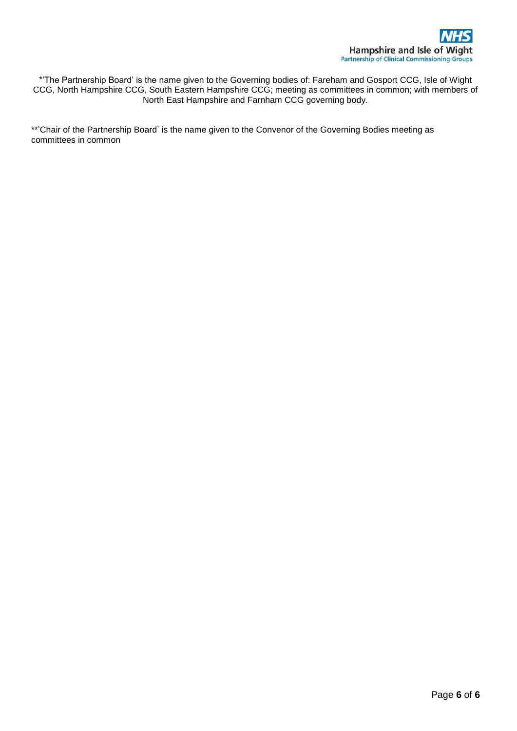*'The Partnership Board' is the name given to the Governing bodies of: Fareham and Gosport CCG, Isle of Wight CCG, North Hampshire CCG, South Eastern Hampshire CCG; meeting as committees in common; with members of North East Hampshire and Farnham CCG governing body.

**'Chair of the Partnership Board' is the name given to the Convenor of the Governing Bodies meeting as committees in common